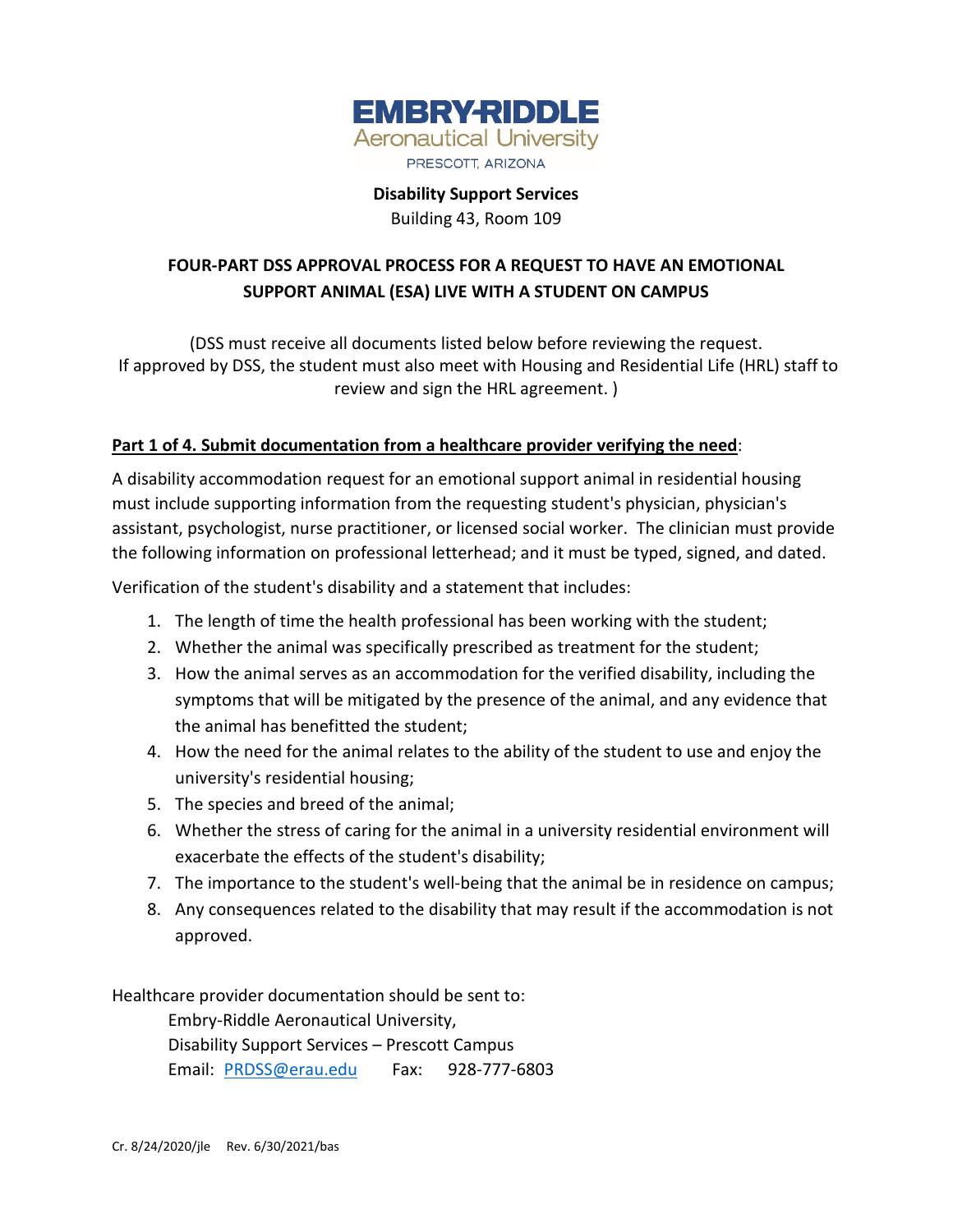EMBRY-RIDDLE
Aeronautical University
PRESCOTT, ARIZONA

**Disability Support Services**
Building 43, Room 109

## FOUR-PART DSS APPROVAL PROCESS FOR A REQUEST TO HAVE AN EMOTIONAL SUPPORT ANIMAL (ESA) LIVE WITH A STUDENT ON CAMPUS

(DSS must receive all documents listed below before reviewing the request.
If approved by DSS, the student must also meet with Housing and Residential Life (HRL) staff to review and sign the HRL agreement. )

**Part 1 of 4. Submit documentation from a healthcare provider verifying the need**:

A disability accommodation request for an emotional support animal in residential housing must include supporting information from the requesting student's physician, physician's assistant, psychologist, nurse practitioner, or licensed social worker. The clinician must provide the following information on professional letterhead; and it must be typed, signed, and dated.

Verification of the student's disability and a statement that includes:

1. The length of time the health professional has been working with the student;
2. Whether the animal was specifically prescribed as treatment for the student;
3. How the animal serves as an accommodation for the verified disability, including the symptoms that will be mitigated by the presence of the animal, and any evidence that the animal has benefitted the student;
4. How the need for the animal relates to the ability of the student to use and enjoy the university's residential housing;
5. The species and breed of the animal;
6. Whether the stress of caring for the animal in a university residential environment will exacerbate the effects of the student's disability;
7. The importance to the student's well-being that the animal be in residence on campus;
8. Any consequences related to the disability that may result if the accommodation is not approved.

Healthcare provider documentation should be sent to:

Embry-Riddle Aeronautical University,
Disability Support Services – Prescott Campus
Email: PRDSS@erau.edu Fax: 928-777-6803

Cr. 8/24/2020/jle Rev. 6/30/2021/bas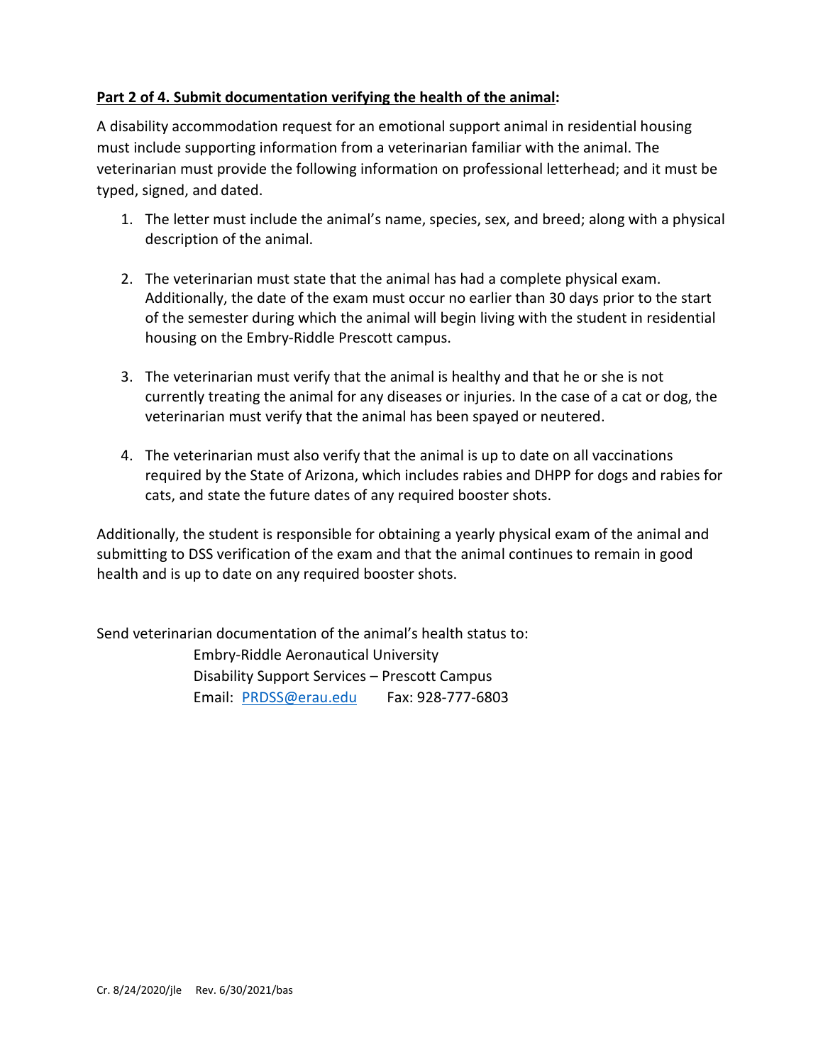**Part 2 of 4. Submit documentation verifying the health of the animal:**

A disability accommodation request for an emotional support animal in residential housing must include supporting information from a veterinarian familiar with the animal. The veterinarian must provide the following information on professional letterhead; and it must be typed, signed, and dated.

1. The letter must include the animal's name, species, sex, and breed; along with a physical description of the animal.

2. The veterinarian must state that the animal has had a complete physical exam. Additionally, the date of the exam must occur no earlier than 30 days prior to the start of the semester during which the animal will begin living with the student in residential housing on the Embry-Riddle Prescott campus.

3. The veterinarian must verify that the animal is healthy and that he or she is not currently treating the animal for any diseases or injuries. In the case of a cat or dog, the veterinarian must verify that the animal has been spayed or neutered.

4. The veterinarian must also verify that the animal is up to date on all vaccinations required by the State of Arizona, which includes rabies and DHPP for dogs and rabies for cats, and state the future dates of any required booster shots.

Additionally, the student is responsible for obtaining a yearly physical exam of the animal and submitting to DSS verification of the exam and that the animal continues to remain in good health and is up to date on any required booster shots.

Send veterinarian documentation of the animal's health status to:

Embry-Riddle Aeronautical University
Disability Support Services – Prescott Campus
Email: PRDSS@erau.edu Fax: 928-777-6803

Cr. 8/24/2020/jle Rev. 6/30/2021/bas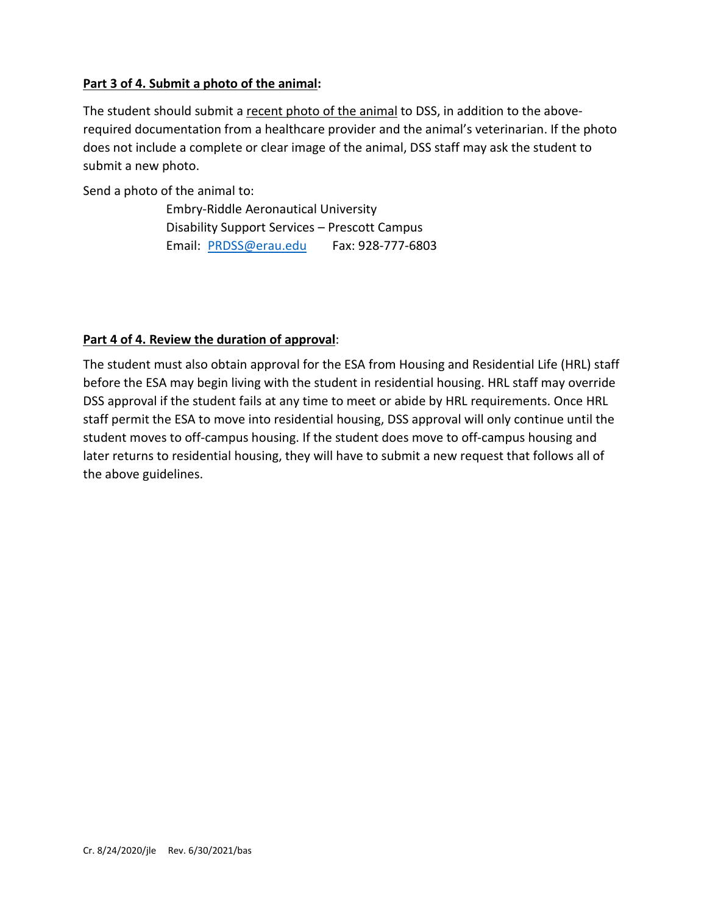**Part 3 of 4. Submit a photo of the animal:**

The student should submit a recent photo of the animal to DSS, in addition to the above-required documentation from a healthcare provider and the animal's veterinarian. If the photo does not include a complete or clear image of the animal, DSS staff may ask the student to submit a new photo.

Send a photo of the animal to:

Embry-Riddle Aeronautical University
Disability Support Services – Prescott Campus
Email: PRDSS@erau.edu    Fax: 928-777-6803

**Part 4 of 4. Review the duration of approval**:

The student must also obtain approval for the ESA from Housing and Residential Life (HRL) staff before the ESA may begin living with the student in residential housing. HRL staff may override DSS approval if the student fails at any time to meet or abide by HRL requirements. Once HRL staff permit the ESA to move into residential housing, DSS approval will only continue until the student moves to off-campus housing. If the student does move to off-campus housing and later returns to residential housing, they will have to submit a new request that follows all of the above guidelines.

Cr. 8/24/2020/jle    Rev. 6/30/2021/bas